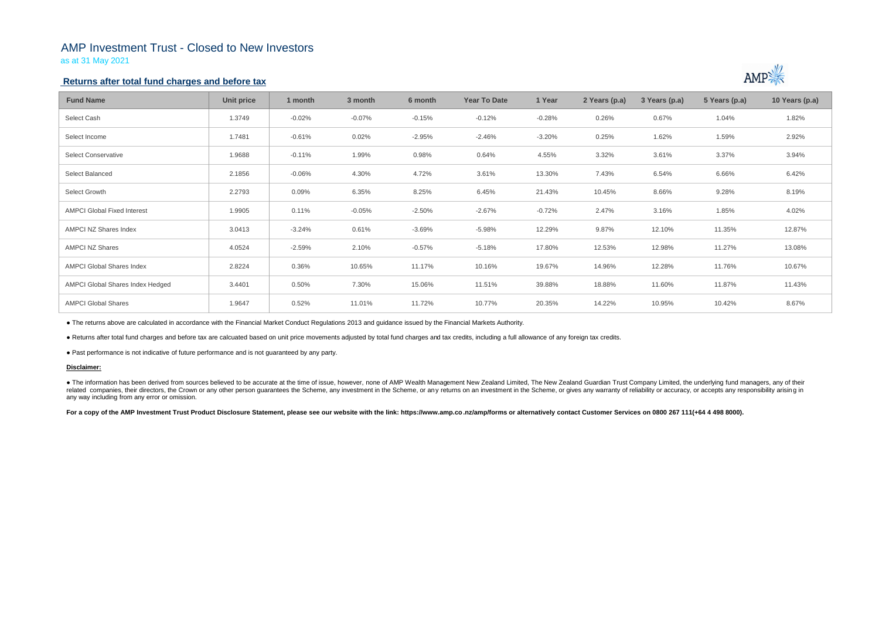# AMP Investment Trust - Closed to New Investors

as at 31 May 2021

## Returns after total fund charges and before tax

| Fund Name | Unit price | 1 month | 3 month | 6 month | Year To Date | 1 Year | 2 Years (p.a) | 3 Years (p.a) | 5 Years (p.a) | 10 Years (p.a) |
|---|---|---|---|---|---|---|---|---|---|---|
| Select Cash | 1.3749 | -0.02% | -0.07% | -0.15% | -0.12% | -0.28% | 0.26% | 0.67% | 1.04% | 1.82% |
| Select Income | 1.7481 | -0.61% | 0.02% | -2.95% | -2.46% | -3.20% | 0.25% | 1.62% | 1.59% | 2.92% |
| Select Conservative | 1.9688 | -0.11% | 1.99% | 0.98% | 0.64% | 4.55% | 3.32% | 3.61% | 3.37% | 3.94% |
| Select Balanced | 2.1856 | -0.06% | 4.30% | 4.72% | 3.61% | 13.30% | 7.43% | 6.54% | 6.66% | 6.42% |
| Select Growth | 2.2793 | 0.09% | 6.35% | 8.25% | 6.45% | 21.43% | 10.45% | 8.66% | 9.28% | 8.19% |
| AMPCI Global Fixed Interest | 1.9905 | 0.11% | -0.05% | -2.50% | -2.67% | -0.72% | 2.47% | 3.16% | 1.85% | 4.02% |
| AMPCI NZ Shares Index | 3.0413 | -3.24% | 0.61% | -3.69% | -5.98% | 12.29% | 9.87% | 12.10% | 11.35% | 12.87% |
| AMPCI NZ Shares | 4.0524 | -2.59% | 2.10% | -0.57% | -5.18% | 17.80% | 12.53% | 12.98% | 11.27% | 13.08% |
| AMPCI Global Shares Index | 2.8224 | 0.36% | 10.65% | 11.17% | 10.16% | 19.67% | 14.96% | 12.28% | 11.76% | 10.67% |
| AMPCI Global Shares Index Hedged | 3.4401 | 0.50% | 7.30% | 15.06% | 11.51% | 39.88% | 18.88% | 11.60% | 11.87% | 11.43% |
| AMPCI Global Shares | 1.9647 | 0.52% | 11.01% | 11.72% | 10.77% | 20.35% | 14.22% | 10.95% | 10.42% | 8.67% |

● The returns above are calculated in accordance with the Financial Market Conduct Regulations 2013 and guidance issued by the Financial Markets Authority.

● Returns after total fund charges and before tax are calcuated based on unit price movements adjusted by total fund charges and tax credits, including a full allowance of any foreign tax credits.

● Past performance is not indicative of future performance and is not guaranteed by any party.

**Disclaimer:**

● The information has been derived from sources believed to be accurate at the time of issue, however, none of AMP Wealth Management New Zealand Limited, The New Zealand Guardian Trust Company Limited, the underlying fund managers, any of their related companies, their directors, the Crown or any other person guarantees the Scheme, any investment in the Scheme, or any returns on an investment in the Scheme, or gives any warranty of reliability or accuracy, or accepts any responsibility arising in any way including from any error or omission.

**For a copy of the AMP Investment Trust Product Disclosure Statement, please see our website with the link: https://www.amp.co.nz/amp/forms or alternatively contact Customer Services on 0800 267 111(+64 4 498 8000).**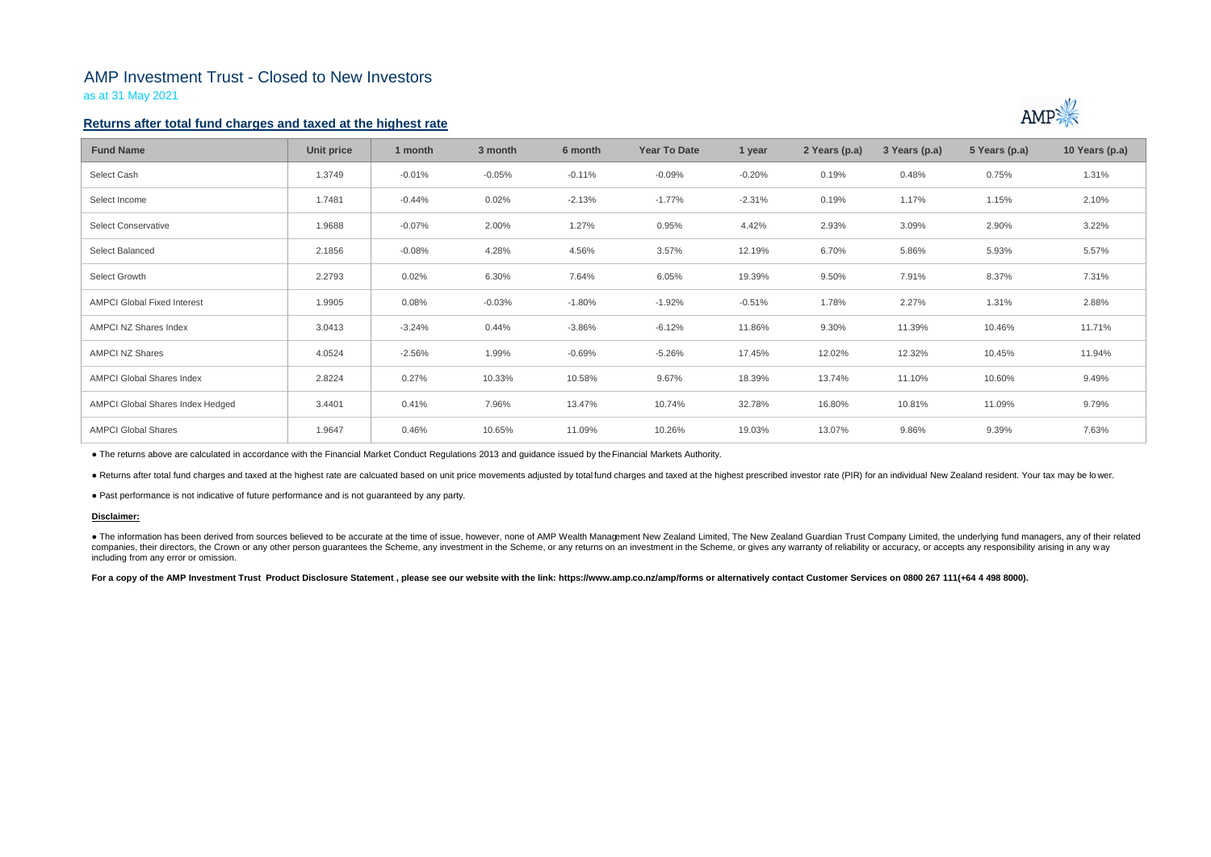# AMP Investment Trust - Closed to New Investors

as at 31 May 2021

## Returns after total fund charges and taxed at the highest rate

| Fund Name | Unit price | 1 month | 3 month | 6 month | Year To Date | 1 year | 2 Years (p.a) | 3 Years (p.a) | 5 Years (p.a) | 10 Years (p.a) |
|---|---|---|---|---|---|---|---|---|---|---|
| Select Cash | 1.3749 | -0.01% | -0.05% | -0.11% | -0.09% | -0.20% | 0.19% | 0.48% | 0.75% | 1.31% |
| Select Income | 1.7481 | -0.44% | 0.02% | -2.13% | -1.77% | -2.31% | 0.19% | 1.17% | 1.15% | 2.10% |
| Select Conservative | 1.9688 | -0.07% | 2.00% | 1.27% | 0.95% | 4.42% | 2.93% | 3.09% | 2.90% | 3.22% |
| Select Balanced | 2.1856 | -0.08% | 4.28% | 4.56% | 3.57% | 12.19% | 6.70% | 5.86% | 5.93% | 5.57% |
| Select Growth | 2.2793 | 0.02% | 6.30% | 7.64% | 6.05% | 19.39% | 9.50% | 7.91% | 8.37% | 7.31% |
| AMPCI Global Fixed Interest | 1.9905 | 0.08% | -0.03% | -1.80% | -1.92% | -0.51% | 1.78% | 2.27% | 1.31% | 2.88% |
| AMPCI NZ Shares Index | 3.0413 | -3.24% | 0.44% | -3.86% | -6.12% | 11.86% | 9.30% | 11.39% | 10.46% | 11.71% |
| AMPCI NZ Shares | 4.0524 | -2.56% | 1.99% | -0.69% | -5.26% | 17.45% | 12.02% | 12.32% | 10.45% | 11.94% |
| AMPCI Global Shares Index | 2.8224 | 0.27% | 10.33% | 10.58% | 9.67% | 18.39% | 13.74% | 11.10% | 10.60% | 9.49% |
| AMPCI Global Shares Index Hedged | 3.4401 | 0.41% | 7.96% | 13.47% | 10.74% | 32.78% | 16.80% | 10.81% | 11.09% | 9.79% |
| AMPCI Global Shares | 1.9647 | 0.46% | 10.65% | 11.09% | 10.26% | 19.03% | 13.07% | 9.86% | 9.39% | 7.63% |

● The returns above are calculated in accordance with the Financial Market Conduct Regulations 2013 and guidance issued by the Financial Markets Authority.

● Returns after total fund charges and taxed at the highest rate are calcuated based on unit price movements adjusted by total fund charges and taxed at the highest prescribed investor rate (PIR) for an individual New Zealand resident. Your tax may be lower.

● Past performance is not indicative of future performance and is not guaranteed by any party.

**Disclaimer:**

● The information has been derived from sources believed to be accurate at the time of issue, however, none of AMP Wealth Management New Zealand Limited, The New Zealand Guardian Trust Company Limited, the underlying fund managers, any of their related companies, their directors, the Crown or any other person guarantees the Scheme, any investment in the Scheme, or any returns on an investment in the Scheme, or gives any warranty of reliability or accuracy, or accepts any responsibility arising in any way including from any error or omission.

**For a copy of the AMP Investment Trust Product Disclosure Statement , please see our website with the link: https://www.amp.co.nz/amp/forms or alternatively contact Customer Services on 0800 267 111(+64 4 498 8000).**